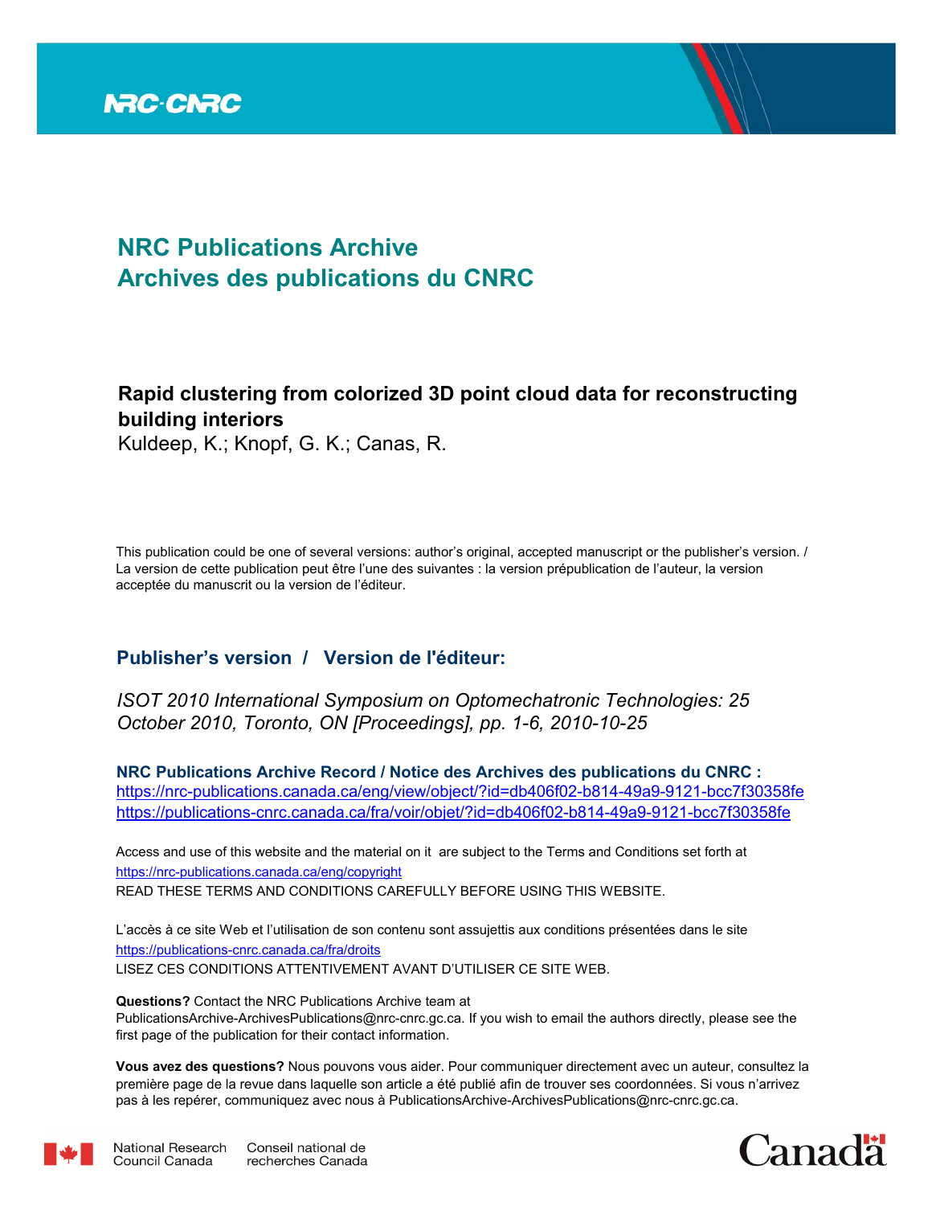# NRC Publications Archive
# Archives des publications du CNRC

**Rapid clustering from colorized 3D point cloud data for reconstructing building interiors**

Kuldeep, K.; Knopf, G. K.; Canas, R.

This publication could be one of several versions: author's original, accepted manuscript or the publisher's version. / La version de cette publication peut être l'une des suivantes : la version prépublication de l'auteur, la version acceptée du manuscrit ou la version de l'éditeur.

## Publisher's version / Version de l'éditeur:

*ISOT 2010 International Symposium on Optomechatronic Technologies: 25 October 2010, Toronto, ON [Proceedings], pp. 1-6, 2010-10-25*

**NRC Publications Archive Record / Notice des Archives des publications du CNRC :**
https://nrc-publications.canada.ca/eng/view/object/?id=db406f02-b814-49a9-9121-bcc7f30358fe
https://publications-cnrc.canada.ca/fra/voir/objet/?id=db406f02-b814-49a9-9121-bcc7f30358fe

Access and use of this website and the material on it are subject to the Terms and Conditions set forth at https://nrc-publications.canada.ca/eng/copyright
READ THESE TERMS AND CONDITIONS CAREFULLY BEFORE USING THIS WEBSITE.

L'accès à ce site Web et l'utilisation de son contenu sont assujettis aux conditions présentées dans le site https://publications-cnrc.canada.ca/fra/droits
LISEZ CES CONDITIONS ATTENTIVEMENT AVANT D'UTILISER CE SITE WEB.

**Questions?** Contact the NRC Publications Archive team at PublicationsArchive-ArchivesPublications@nrc-cnrc.gc.ca. If you wish to email the authors directly, please see the first page of the publication for their contact information.

**Vous avez des questions?** Nous pouvons vous aider. Pour communiquer directement avec un auteur, consultez la première page de la revue dans laquelle son article a été publié afin de trouver ses coordonnées. Si vous n'arrivez pas à les repérer, communiquez avec nous à PublicationsArchive-ArchivesPublications@nrc-cnrc.gc.ca.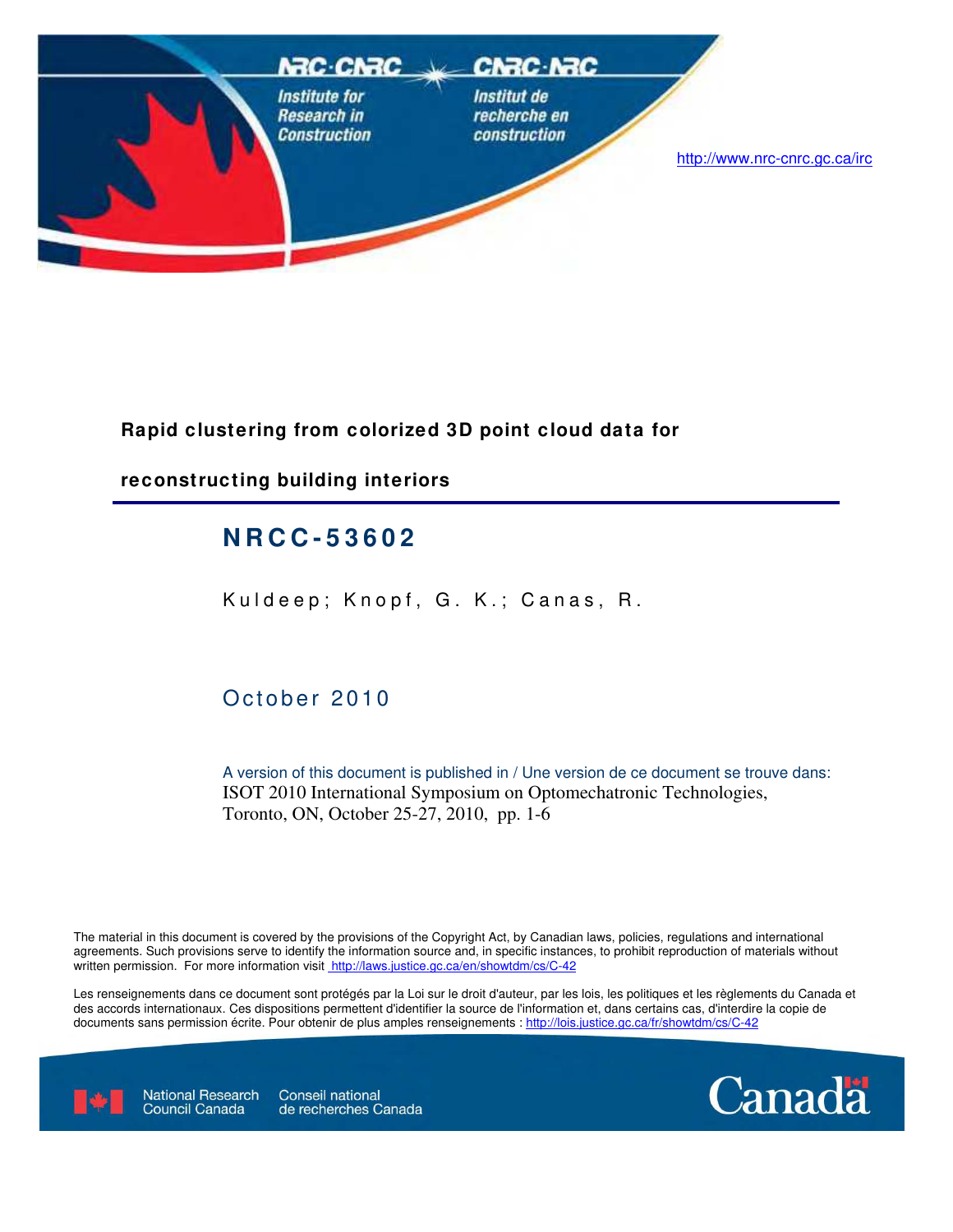http://www.nrc-cnrc.gc.ca/irc

**Rapid clustering from colorized 3D point cloud data for reconstructing building interiors**

# NRCC-53602

Kuldeep; Knopf, G. K.; Canas, R.

October 2010

A version of this document is published in / Une version de ce document se trouve dans:
ISOT 2010 International Symposium on Optomechatronic Technologies, Toronto, ON, October 25-27, 2010, pp. 1-6

The material in this document is covered by the provisions of the Copyright Act, by Canadian laws, policies, regulations and international agreements. Such provisions serve to identify the information source and, in specific instances, to prohibit reproduction of materials without written permission. For more information visit http://laws.justice.gc.ca/en/showtdm/cs/C-42

Les renseignements dans ce document sont protégés par la Loi sur le droit d'auteur, par les lois, les politiques et les règlements du Canada et des accords internationaux. Ces dispositions permettent d'identifier la source de l'information et, dans certains cas, d'interdire la copie de documents sans permission écrite. Pour obtenir de plus amples renseignements : http://lois.justice.gc.ca/fr/showtdm/cs/C-42

National Research Council Canada — Conseil national de recherches Canada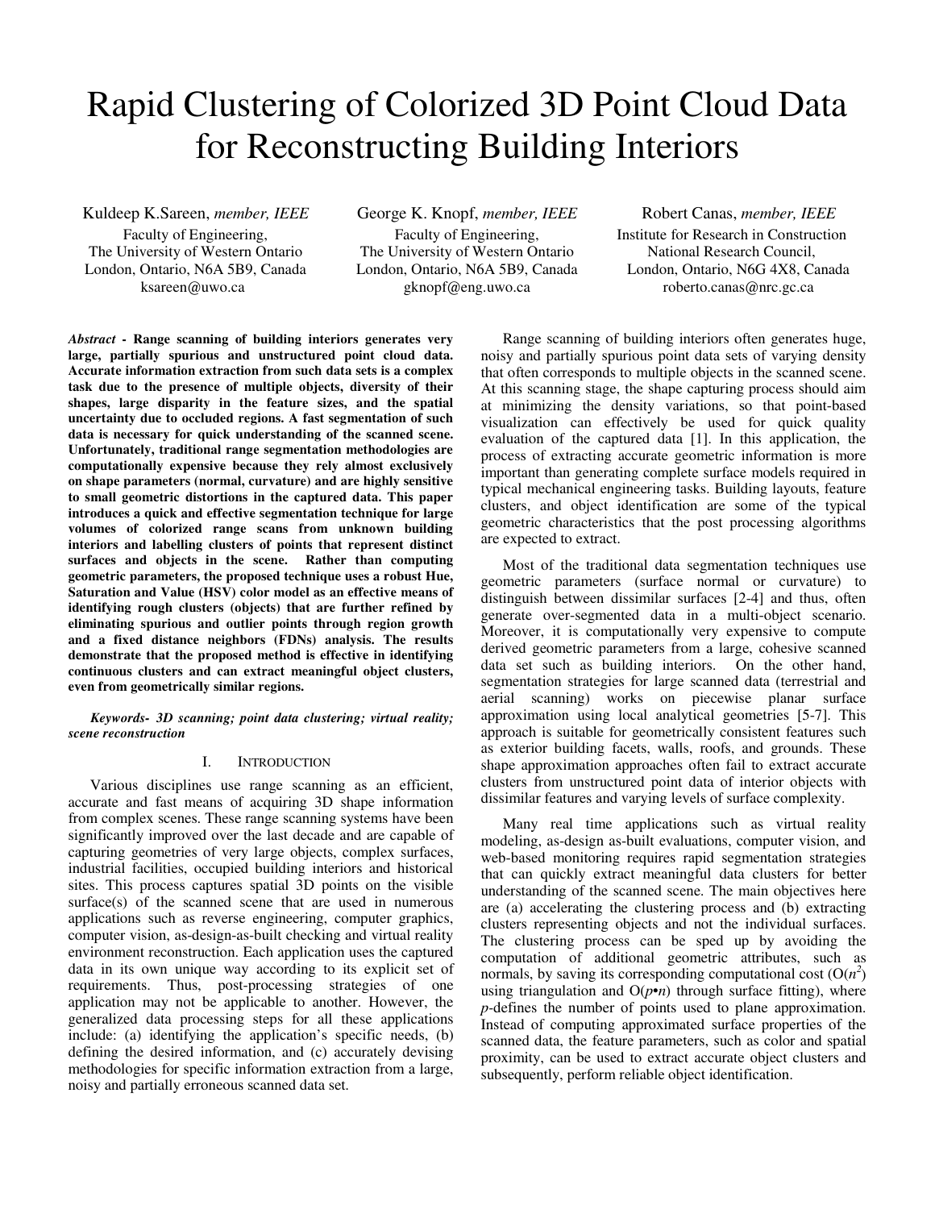# Rapid Clustering of Colorized 3D Point Cloud Data for Reconstructing Building Interiors

Kuldeep K.Sareen, *member, IEEE*
Faculty of Engineering,
The University of Western Ontario
London, Ontario, N6A 5B9, Canada
ksareen@uwo.ca

George K. Knopf, *member, IEEE*
Faculty of Engineering,
The University of Western Ontario
London, Ontario, N6A 5B9, Canada
gknopf@eng.uwo.ca

Robert Canas, *member, IEEE*
Institute for Research in Construction
National Research Council,
London, Ontario, N6G 4X8, Canada
roberto.canas@nrc.gc.ca

***Abstract* - Range scanning of building interiors generates very large, partially spurious and unstructured point cloud data. Accurate information extraction from such data sets is a complex task due to the presence of multiple objects, diversity of their shapes, large disparity in the feature sizes, and the spatial uncertainty due to occluded regions. A fast segmentation of such data is necessary for quick understanding of the scanned scene. Unfortunately, traditional range segmentation methodologies are computationally expensive because they rely almost exclusively on shape parameters (normal, curvature) and are highly sensitive to small geometric distortions in the captured data. This paper introduces a quick and effective segmentation technique for large volumes of colorized range scans from unknown building interiors and labelling clusters of points that represent distinct surfaces and objects in the scene. Rather than computing geometric parameters, the proposed technique uses a robust Hue, Saturation and Value (HSV) color model as an effective means of identifying rough clusters (objects) that are further refined by eliminating spurious and outlier points through region growth and a fixed distance neighbors (FDNs) analysis. The results demonstrate that the proposed method is effective in identifying continuous clusters and can extract meaningful object clusters, even from geometrically similar regions.**

***Keywords- 3D scanning; point data clustering; virtual reality; scene reconstruction***

## I. Introduction

Various disciplines use range scanning as an efficient, accurate and fast means of acquiring 3D shape information from complex scenes. These range scanning systems have been significantly improved over the last decade and are capable of capturing geometries of very large objects, complex surfaces, industrial facilities, occupied building interiors and historical sites. This process captures spatial 3D points on the visible surface(s) of the scanned scene that are used in numerous applications such as reverse engineering, computer graphics, computer vision, as-design-as-built checking and virtual reality environment reconstruction. Each application uses the captured data in its own unique way according to its explicit set of requirements. Thus, post-processing strategies of one application may not be applicable to another. However, the generalized data processing steps for all these applications include: (a) identifying the application's specific needs, (b) defining the desired information, and (c) accurately devising methodologies for specific information extraction from a large, noisy and partially erroneous scanned data set.

Range scanning of building interiors often generates huge, noisy and partially spurious point data sets of varying density that often corresponds to multiple objects in the scanned scene. At this scanning stage, the shape capturing process should aim at minimizing the density variations, so that point-based visualization can effectively be used for quick quality evaluation of the captured data [1]. In this application, the process of extracting accurate geometric information is more important than generating complete surface models required in typical mechanical engineering tasks. Building layouts, feature clusters, and object identification are some of the typical geometric characteristics that the post processing algorithms are expected to extract.

Most of the traditional data segmentation techniques use geometric parameters (surface normal or curvature) to distinguish between dissimilar surfaces [2-4] and thus, often generate over-segmented data in a multi-object scenario. Moreover, it is computationally very expensive to compute derived geometric parameters from a large, cohesive scanned data set such as building interiors. On the other hand, segmentation strategies for large scanned data (terrestrial and aerial scanning) works on piecewise planar surface approximation using local analytical geometries [5-7]. This approach is suitable for geometrically consistent features such as exterior building facets, walls, roofs, and grounds. These shape approximation approaches often fail to extract accurate clusters from unstructured point data of interior objects with dissimilar features and varying levels of surface complexity.

Many real time applications such as virtual reality modeling, as-design as-built evaluations, computer vision, and web-based monitoring requires rapid segmentation strategies that can quickly extract meaningful data clusters for better understanding of the scanned scene. The main objectives here are (a) accelerating the clustering process and (b) extracting clusters representing objects and not the individual surfaces. The clustering process can be sped up by avoiding the computation of additional geometric attributes, such as normals, by saving its corresponding computational cost ($O(n^2)$ using triangulation and $O(p \cdot n)$ through surface fitting), where *p*-defines the number of points used to plane approximation. Instead of computing approximated surface properties of the scanned data, the feature parameters, such as color and spatial proximity, can be used to extract accurate object clusters and subsequently, perform reliable object identification.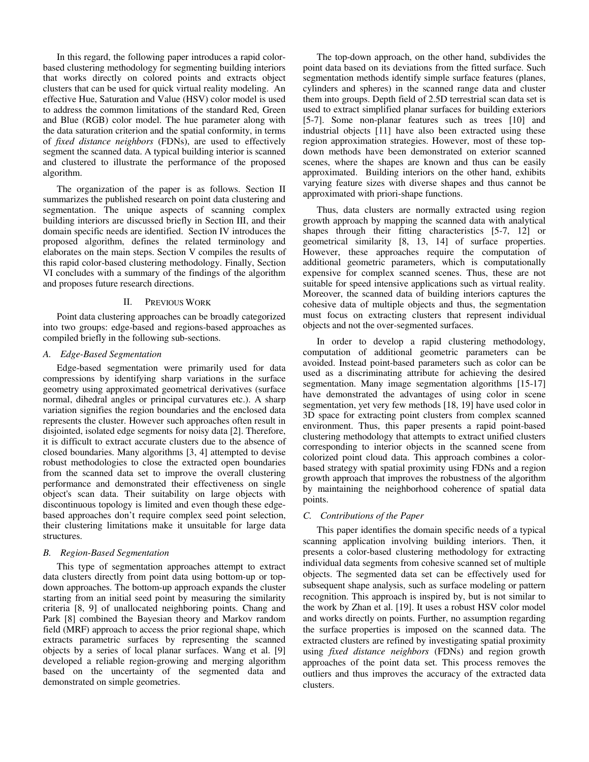In this regard, the following paper introduces a rapid color-based clustering methodology for segmenting building interiors that works directly on colored points and extracts object clusters that can be used for quick virtual reality modeling. An effective Hue, Saturation and Value (HSV) color model is used to address the common limitations of the standard Red, Green and Blue (RGB) color model. The hue parameter along with the data saturation criterion and the spatial conformity, in terms of *fixed distance neighbors* (FDNs), are used to effectively segment the scanned data. A typical building interior is scanned and clustered to illustrate the performance of the proposed algorithm.

The organization of the paper is as follows. Section II summarizes the published research on point data clustering and segmentation. The unique aspects of scanning complex building interiors are discussed briefly in Section III, and their domain specific needs are identified. Section IV introduces the proposed algorithm, defines the related terminology and elaborates on the main steps. Section V compiles the results of this rapid color-based clustering methodology. Finally, Section VI concludes with a summary of the findings of the algorithm and proposes future research directions.

## II. Previous Work

Point data clustering approaches can be broadly categorized into two groups: edge-based and regions-based approaches as compiled briefly in the following sub-sections.

### A. Edge-Based Segmentation

Edge-based segmentation were primarily used for data compressions by identifying sharp variations in the surface geometry using approximated geometrical derivatives (surface normal, dihedral angles or principal curvatures etc.). A sharp variation signifies the region boundaries and the enclosed data represents the cluster. However such approaches often result in disjointed, isolated edge segments for noisy data [2]. Therefore, it is difficult to extract accurate clusters due to the absence of closed boundaries. Many algorithms [3, 4] attempted to devise robust methodologies to close the extracted open boundaries from the scanned data set to improve the overall clustering performance and demonstrated their effectiveness on single object's scan data. Their suitability on large objects with discontinuous topology is limited and even though these edge-based approaches don't require complex seed point selection, their clustering limitations make it unsuitable for large data structures.

### B. Region-Based Segmentation

This type of segmentation approaches attempt to extract data clusters directly from point data using bottom-up or top-down approaches. The bottom-up approach expands the cluster starting from an initial seed point by measuring the similarity criteria [8, 9] of unallocated neighboring points. Chang and Park [8] combined the Bayesian theory and Markov random field (MRF) approach to access the prior regional shape, which extracts parametric surfaces by representing the scanned objects by a series of local planar surfaces. Wang et al. [9] developed a reliable region-growing and merging algorithm based on the uncertainty of the segmented data and demonstrated on simple geometries.

The top-down approach, on the other hand, subdivides the point data based on its deviations from the fitted surface. Such segmentation methods identify simple surface features (planes, cylinders and spheres) in the scanned range data and cluster them into groups. Depth field of 2.5D terrestrial scan data set is used to extract simplified planar surfaces for building exteriors [5-7]. Some non-planar features such as trees [10] and industrial objects [11] have also been extracted using these region approximation strategies. However, most of these top-down methods have been demonstrated on exterior scanned scenes, where the shapes are known and thus can be easily approximated. Building interiors on the other hand, exhibits varying feature sizes with diverse shapes and thus cannot be approximated with priori-shape functions.

Thus, data clusters are normally extracted using region growth approach by mapping the scanned data with analytical shapes through their fitting characteristics [5-7, 12] or geometrical similarity [8, 13, 14] of surface properties. However, these approaches require the computation of additional geometric parameters, which is computationally expensive for complex scanned scenes. Thus, these are not suitable for speed intensive applications such as virtual reality. Moreover, the scanned data of building interiors captures the cohesive data of multiple objects and thus, the segmentation must focus on extracting clusters that represent individual objects and not the over-segmented surfaces.

In order to develop a rapid clustering methodology, computation of additional geometric parameters can be avoided. Instead point-based parameters such as color can be used as a discriminating attribute for achieving the desired segmentation. Many image segmentation algorithms [15-17] have demonstrated the advantages of using color in scene segmentation, yet very few methods [18, 19] have used color in 3D space for extracting point clusters from complex scanned environment. Thus, this paper presents a rapid point-based clustering methodology that attempts to extract unified clusters corresponding to interior objects in the scanned scene from colorized point cloud data. This approach combines a color-based strategy with spatial proximity using FDNs and a region growth approach that improves the robustness of the algorithm by maintaining the neighborhood coherence of spatial data points.

### C. Contributions of the Paper

This paper identifies the domain specific needs of a typical scanning application involving building interiors. Then, it presents a color-based clustering methodology for extracting individual data segments from cohesive scanned set of multiple objects. The segmented data set can be effectively used for subsequent shape analysis, such as surface modeling or pattern recognition. This approach is inspired by, but is not similar to the work by Zhan et al. [19]. It uses a robust HSV color model and works directly on points. Further, no assumption regarding the surface properties is imposed on the scanned data. The extracted clusters are refined by investigating spatial proximity using *fixed distance neighbors* (FDNs) and region growth approaches of the point data set. This process removes the outliers and thus improves the accuracy of the extracted data clusters.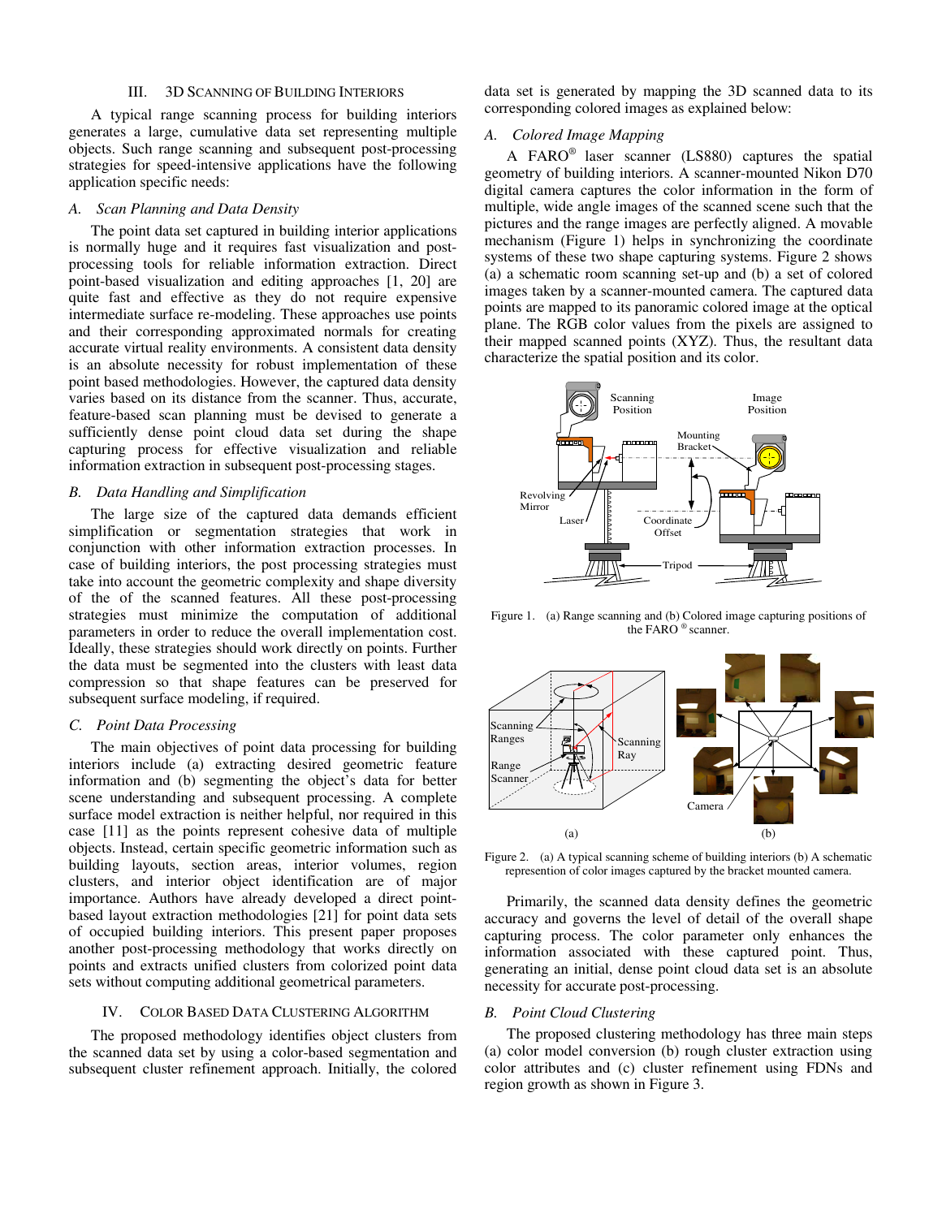## III. 3D Scanning of Building Interiors

A typical range scanning process for building interiors generates a large, cumulative data set representing multiple objects. Such range scanning and subsequent post-processing strategies for speed-intensive applications have the following application specific needs:

### *A. Scan Planning and Data Density*

The point data set captured in building interior applications is normally huge and it requires fast visualization and post-processing tools for reliable information extraction. Direct point-based visualization and editing approaches [1, 20] are quite fast and effective as they do not require expensive intermediate surface re-modeling. These approaches use points and their corresponding approximated normals for creating accurate virtual reality environments. A consistent data density is an absolute necessity for robust implementation of these point based methodologies. However, the captured data density varies based on its distance from the scanner. Thus, accurate, feature-based scan planning must be devised to generate a sufficiently dense point cloud data set during the shape capturing process for effective visualization and reliable information extraction in subsequent post-processing stages.

### *B. Data Handling and Simplification*

The large size of the captured data demands efficient simplification or segmentation strategies that work in conjunction with other information extraction processes. In case of building interiors, the post processing strategies must take into account the geometric complexity and shape diversity of the of the scanned features. All these post-processing strategies must minimize the computation of additional parameters in order to reduce the overall implementation cost. Ideally, these strategies should work directly on points. Further the data must be segmented into the clusters with least data compression so that shape features can be preserved for subsequent surface modeling, if required.

### *C. Point Data Processing*

The main objectives of point data processing for building interiors include (a) extracting desired geometric feature information and (b) segmenting the object's data for better scene understanding and subsequent processing. A complete surface model extraction is neither helpful, nor required in this case [11] as the points represent cohesive data of multiple objects. Instead, certain specific geometric information such as building layouts, section areas, interior volumes, region clusters, and interior object identification are of major importance. Authors have already developed a direct point-based layout extraction methodologies [21] for point data sets of occupied building interiors. This present paper proposes another post-processing methodology that works directly on points and extracts unified clusters from colorized point data sets without computing additional geometrical parameters.

## IV. Color Based Data Clustering Algorithm

The proposed methodology identifies object clusters from the scanned data set by using a color-based segmentation and subsequent cluster refinement approach. Initially, the colored data set is generated by mapping the 3D scanned data to its corresponding colored images as explained below:

### *A. Colored Image Mapping*

A FARO® laser scanner (LS880) captures the spatial geometry of building interiors. A scanner-mounted Nikon D70 digital camera captures the color information in the form of multiple, wide angle images of the scanned scene such that the pictures and the range images are perfectly aligned. A movable mechanism (Figure 1) helps in synchronizing the coordinate systems of these two shape capturing systems. Figure 2 shows (a) a schematic room scanning set-up and (b) a set of colored images taken by a scanner-mounted camera. The captured data points are mapped to its panoramic colored image at the optical plane. The RGB color values from the pixels are assigned to their mapped scanned points (XYZ). Thus, the resultant data characterize the spatial position and its color.

Figure 1. (a) Range scanning and (b) Colored image capturing positions of the FARO® scanner.

Figure 2. (a) A typical scanning scheme of building interiors (b) A schematic represention of color images captured by the bracket mounted camera.

Primarily, the scanned data density defines the geometric accuracy and governs the level of detail of the overall shape capturing process. The color parameter only enhances the information associated with these captured point. Thus, generating an initial, dense point cloud data set is an absolute necessity for accurate post-processing.

### *B. Point Cloud Clustering*

The proposed clustering methodology has three main steps (a) color model conversion (b) rough cluster extraction using color attributes and (c) cluster refinement using FDNs and region growth as shown in Figure 3.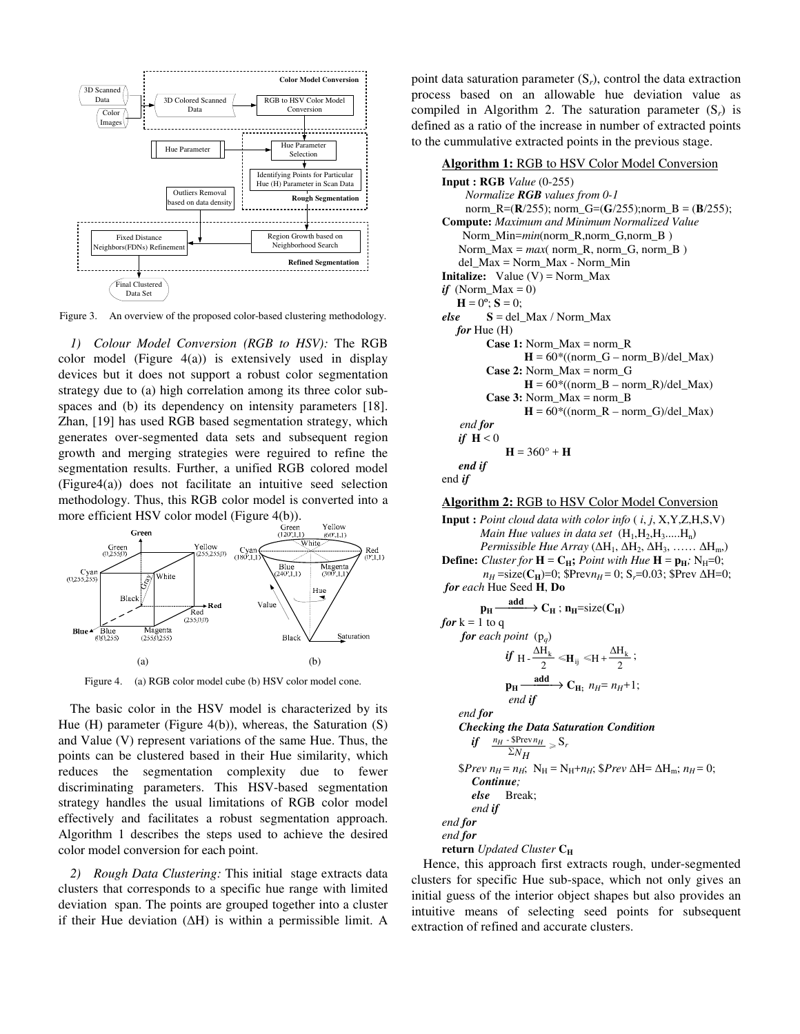Figure 3. An overview of the proposed color-based clustering methodology.

*1) Colour Model Conversion (RGB to HSV):* The RGB color model (Figure 4(a)) is extensively used in display devices but it does not support a robust color segmentation strategy due to (a) high correlation among its three color sub-spaces and (b) its dependency on intensity parameters [18]. Zhan, [19] has used RGB based segmentation strategy, which generates over-segmented data sets and subsequent region growth and merging strategies were reguired to refine the segmentation results. Further, a unified RGB colored model (Figure4(a)) does not facilitate an intuitive seed selection methodology. Thus, this RGB color model is converted into a more efficient HSV color model (Figure 4(b)).

Figure 4. (a) RGB color model cube (b) HSV color model cone.

The basic color in the HSV model is characterized by its Hue (H) parameter (Figure 4(b)), whereas, the Saturation (S) and Value (V) represent variations of the same Hue. Thus, the points can be clustered based in their Hue similarity, which reduces the segmentation complexity due to fewer discriminating parameters. This HSV-based segmentation strategy handles the usual limitations of RGB color model effectively and facilitates a robust segmentation approach. Algorithm 1 describes the steps used to achieve the desired color model conversion for each point.

*2) Rough Data Clustering:* This initial stage extracts data clusters that corresponds to a specific hue range with limited deviation span. The points are grouped together into a cluster if their Hue deviation (ΔH) is within a permissible limit. A point data saturation parameter ($S_r$), control the data extraction process based on an allowable hue deviation value as compiled in Algorithm 2. The saturation parameter ($S_r$) is defined as a ratio of the increase in number of extracted points to the cummulative extracted points in the previous stage.

**Algorithm 1:** RGB to HSV Color Model Conversion

```
Input : RGB Value (0-255)
    Normalize RGB values from 0-1
    norm_R=(R/255); norm_G=(G/255);norm_B = (B/255);
Compute: Maximum and Minimum Normalized Value
    Norm_Min=min(norm_R,norm_G,norm_B )
    Norm_Max = max( norm_R, norm_G, norm_B )
    del_Max = Norm_Max - Norm_Min
Initalize: Value (V) = Norm_Max
if (Norm_Max = 0)
    H = 0º; S = 0;
else    S = del_Max / Norm_Max
  for Hue (H)
      Case 1: Norm_Max = norm_R
          H = 60*((norm_G – norm_B)/del_Max)
      Case 2: Norm_Max = norm_G
          H = 60*((norm_B – norm_R)/del_Max)
      Case 3: Norm_Max = norm_B
          H = 60*((norm_R – norm_G)/del_Max)
  end for
  if H < 0
          H = 360° + H
  end if
end if
```

**Algorithm 2:** RGB to HSV Color Model Conversion

**Input :** *Point cloud data with color info* ( *i*, *j*, X,Y,Z,H,S,V)
*Main Hue values in data set* ($H_1, H_2, H_3, \ldots H_n$)
*Permissible Hue Array* ($\Delta H_1, \Delta H_2, \Delta H_3, \ldots \Delta H_m$)
**Define:** *Cluster for* $\mathbf{H} = \mathbf{C_H}$; *Point with Hue* $\mathbf{H} = \mathbf{p_H}$; $N_H$=0;
$n_H$ =size($\mathbf{C_H}$)=0; \$Prev$n_H$= 0; $S_r$=0.03; \$Prev ΔH=0;
*for each* Hue Seed **H**, **Do**

$$\mathbf{p_H} \xrightarrow{\text{add}} \mathbf{C_H} \text{ ; } \mathbf{n_H}\text{=size}(\mathbf{C_H})$$

*for* k = 1 to q
  *for each point* ($p_q$)

$$\textit{if } H - \frac{\Delta H_k}{2} \leq \mathbf{H}_{ij} \leq H + \frac{\Delta H_k}{2};$$

$$\mathbf{p_H} \xrightarrow{\text{add}} \mathbf{C_H}; \; n_H = n_H + 1;$$

  *end if*
  *end for*
  ***Checking the Data Saturation Condition***

$$\textit{if} \quad \frac{n_H - \$\text{Prev}\,n_H}{\Sigma N_H} \geq S_r$$

\$*Prev* $n_H = n_H$; $N_H = N_H + n_H$; \$*Prev* ΔH= $\Delta H_m$; $n_H$ = 0;
  ***Continue;***
  *else* Break;
  *end if*
*end for*
*end for*
**return** *Updated Cluster* $\mathbf{C_H}$

Hence, this approach first extracts rough, under-segmented clusters for specific Hue sub-space, which not only gives an initial guess of the interior object shapes but also provides an intuitive means of selecting seed points for subsequent extraction of refined and accurate clusters.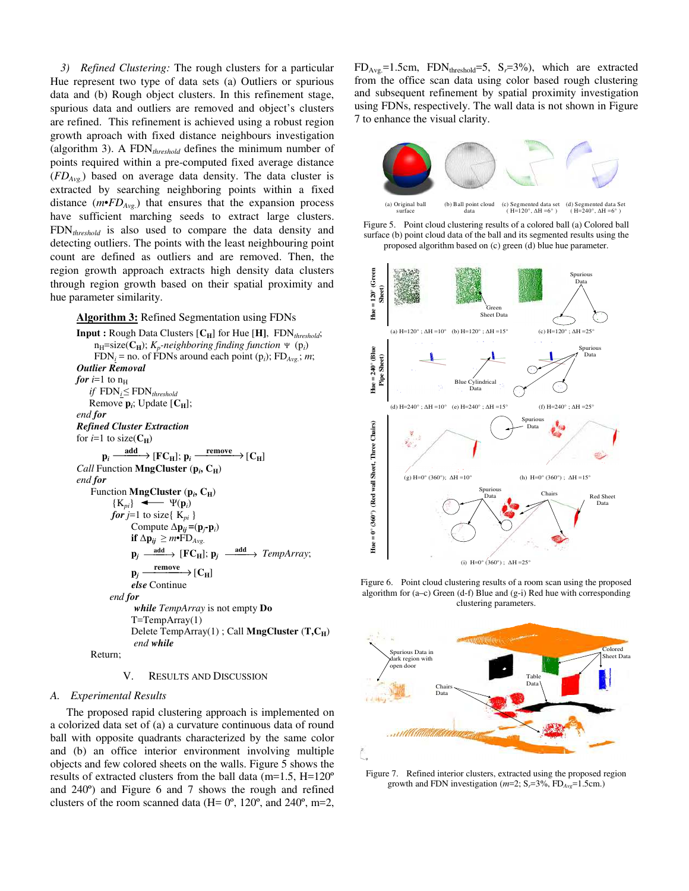*3) Refined Clustering:* The rough clusters for a particular Hue represent two type of data sets (a) Outliers or spurious data and (b) Rough object clusters. In this refinement stage, spurious data and outliers are removed and object's clusters are refined. This refinement is achieved using a robust region growth aproach with fixed distance neighbours investigation (algorithm 3). A $FDN_{threshold}$ defines the minimum number of points required within a pre-computed fixed average distance ($FD_{Avg.}$) based on average data density. The data cluster is extracted by searching neighboring points within a fixed distance ($m \cdot FD_{Avg.}$) that ensures that the expansion process have sufficient marching seeds to extract large clusters. $FDN_{threshold}$ is also used to compare the data density and detecting outliers. The points with the least neighbouring point count are defined as outliers and are removed. Then, the region growth approach extracts high density data clusters through region growth based on their spatial proximity and hue parameter similarity.

**Algorithm 3:** Refined Segmentation using FDNs

**Input :** Rough Data Clusters [$\mathbf{C_H}$] for Hue [**H**], $FDN_{threshold}$; $n_H$=size($\mathbf{C_H}$); *$K_p$-neighboring finding function* $\Psi$ ($p_i$)
$FDN_i$ = no. of FDNs around each point ($p_i$); $FD_{Avg.}$; *m*;

***Outlier Removal***
*for* *i*=1 to $n_H$
  *if* $FDN_i \leq FDN_{threshold}$
    Remove $\mathbf{p}_i$; Update [$\mathbf{C_H}$];
*end for*

***Refined Cluster Extraction***
for *i*=1 to size($\mathbf{C_H}$)
  $\mathbf{p}_i \xrightarrow{\text{add}} [\mathbf{FC_H}]$; $\mathbf{p}_i \xrightarrow{\text{remove}} [\mathbf{C_H}]$
*Call* Function **MngCluster** ($\mathbf{p}_i$, $\mathbf{C_H}$)
*end for*

Function **MngCluster** ($\mathbf{p}_i$, $\mathbf{C_H}$)
  $\{K_{pi}\} \longleftarrow \Psi(\mathbf{p}_i)$
  *for* *j*=1 to size$\{K_{pi}\}$
    Compute $\Delta\mathbf{p}_{ij}$=($\mathbf{p}_j$-$\mathbf{p}_i$)
    **if** $\Delta\mathbf{p}_{ij} \geq m \cdot FD_{Avg.}$
    $\mathbf{p}_j \xrightarrow{\text{add}} [\mathbf{FC_H}]$; $\mathbf{p}_j \xrightarrow{\text{add}}$ *TempArray*;
    $\mathbf{p}_j \xrightarrow{\text{remove}} [\mathbf{C_H}]$
    ***else*** Continue
  *end for*
    ***while*** *TempArray* is not empty **Do**
    T=TempArray(1)
    Delete TempArray(1) ; Call **MngCluster** (T,$\mathbf{C_H}$)
    ***end while***
Return;

## V. Results and Discussion

### *A. Experimental Results*

The proposed rapid clustering approach is implemented on a colorized data set of (a) a curvature continuous data of round ball with opposite quadrants characterized by the same color and (b) an office interior environment involving multiple objects and few colored sheets on the walls. Figure 5 shows the results of extracted clusters from the ball data (m=1.5, H=120º and 240º) and Figure 6 and 7 shows the rough and refined clusters of the room scanned data (H= 0º, 120º, and 240º, m=2, $FD_{Avg.}$=1.5cm, $FDN_{threshold}$=5, $S_r$=3%), which are extracted from the office scan data using color based rough clustering and subsequent refinement by spatial proximity investigation using FDNs, respectively. The wall data is not shown in Figure 7 to enhance the visual clarity.

(a) Original ball surface (b) Ball point cloud data (c) Segmented data set ( H=120°, ΔH =6° ) (d) Segmented data Set ( H=240°, ΔH =6° )

Figure 5. Point cloud clustering results of a colored ball (a) Colored ball surface (b) point cloud data of the ball and its segmented results using the proposed algorithm based on (c) green (d) blue hue parameter.

Figure 6. Point cloud clustering results of a room scan using the proposed algorithm for (a–c) Green (d-f) Blue and (g-i) Red hue with corresponding clustering parameters.

Figure 7. Refined interior clusters, extracted using the proposed region growth and FDN investigation (*m*=2; $S_r$=3%, $FD_{Avg}$=1.5cm.)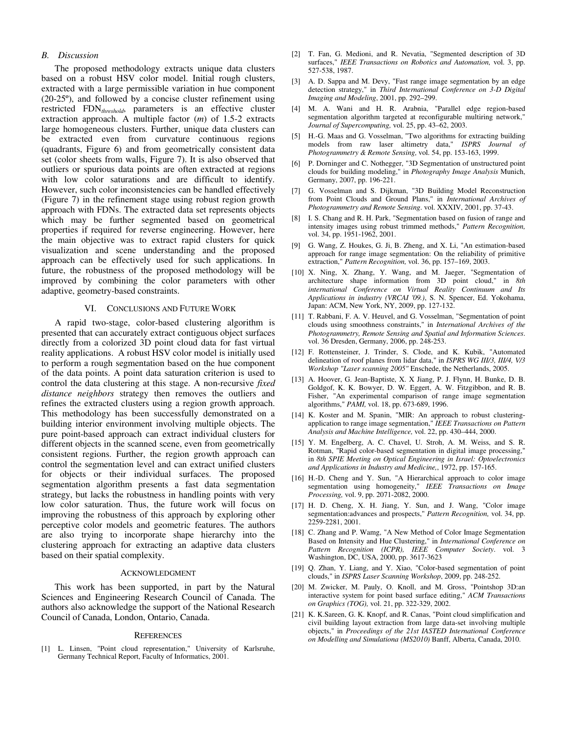### B. Discussion

The proposed methodology extracts unique data clusters based on a robust HSV color model. Initial rough clusters, extracted with a large permissible variation in hue component (20-25º), and followed by a concise cluster refinement using restricted $FDN_{threshold}$, parameters is an effective cluster extraction approach. A multiple factor ($m$) of 1.5-2 extracts large homogeneous clusters. Further, unique data clusters can be extracted even from curvature continuous regions (quadrants, Figure 6) and from geometrically consistent data set (color sheets from walls, Figure 7). It is also observed that outliers or spurious data points are often extracted at regions with low color saturations and are difficult to identify. However, such color inconsistencies can be handled effectively (Figure 7) in the refinement stage using robust region growth approach with FDNs. The extracted data set represents objects which may be further segmented based on geometrical properties if required for reverse engineering. However, here the main objective was to extract rapid clusters for quick visualization and scene understanding and the proposed approach can be effectively used for such applications. In future, the robustness of the proposed methodology will be improved by combining the color parameters with other adaptive, geometry-based constraints.

## VI. Conclusions and Future Work

A rapid two-stage, color-based clustering algorithm is presented that can accurately extract contiguous object surfaces directly from a colorized 3D point cloud data for fast virtual reality applications. A robust HSV color model is initially used to perform a rough segmentation based on the hue component of the data points. A point data saturation criterion is used to control the data clustering at this stage. A non-recursive *fixed distance neighbors* strategy then removes the outliers and refines the extracted clusters using a region growth approach. This methodology has been successfully demonstrated on a building interior environment involving multiple objects. The pure point-based approach can extract individual clusters for different objects in the scanned scene, even from geometrically consistent regions. Further, the region growth approach can control the segmentation level and can extract unified clusters for objects or their individual surfaces. The proposed segmentation algorithm presents a fast data segmentation strategy, but lacks the robustness in handling points with very low color saturation. Thus, the future work will focus on improving the robustness of this approach by exploring other perceptive color models and geometric features. The authors are also trying to incorporate shape hierarchy into the clustering approach for extracting an adaptive data clusters based on their spatial complexity.

## Acknowledgment

This work has been supported, in part by the Natural Sciences and Engineering Research Council of Canada. The authors also acknowledge the support of the National Research Council of Canada, London, Ontario, Canada.

## References

[1] L. Linsen, "Point cloud representation," University of Karlsruhe, Germany Technical Report, Faculty of Informatics, 2001.

[2] T. Fan, G. Medioni, and R. Nevatia, "Segmented description of 3D surfaces," *IEEE Transactions on Robotics and Automation,* vol. 3, pp. 527-538, 1987.

[3] A. D. Sappa and M. Devy, "Fast range image segmentation by an edge detection strategy," in *Third International Conference on 3-D Digital Imaging and Modeling*, 2001, pp. 292–299.

[4] M. A. Wani and H. R. Arabnia, "Parallel edge region-based segmentation algorithm targeted at reconfigurable multiring network," *Journal of Supercomputing,* vol. 25, pp. 43–62, 2003.

[5] H.-G. Maas and G. Vosselman, "Two algorithms for extracting building models from raw laser altimetry data," *ISPRS Journal of Photogrammetry & Remote Sensing,* vol. 54, pp. 153-163, 1999.

[6] P. Dorninger and C. Nothegger, "3D Segmentation of unstructured point clouds for building modeling," in *Photography Image Analysis* Munich, Germany, 2007, pp. 196-221.

[7] G. Vosselman and S. Dijkman, "3D Building Model Reconstruction from Point Clouds and Ground Plans," in *International Archives of Photogrammetry and Remote Sensing*. vol. XXXIV, 2001, pp. 37-43.

[8] I. S. Chang and R. H. Park, "Segmentation based on fusion of range and intensity images using robust trimmed methods," *Pattern Recognition,* vol. 34, pp. 1951-1962, 2001.

[9] G. Wang, Z. Houkes, G. Ji, B. Zheng, and X. Li, "An estimation-based approach for range image segmentation: On the reliability of primitive extraction," *Pattern Recognition,* vol. 36, pp. 157–169, 2003.

[10] X. Ning, X. Zhang, Y. Wang, and M. Jaeger, "Segmentation of architecture shape information from 3D point cloud," in *8th international Conference on Virtual Reality Continuum and Its Applications in industry (VRCAI '09.)*, S. N. Spencer, Ed. Yokohama, Japan: ACM, New York, NY, 2009, pp. 127-132.

[11] T. Rabbani, F. A. V. Heuvel, and G. Vosselman, "Segmentation of point clouds using smoothness constraints," in *International Archives of the Photogrammetry, Remote Sensing and Spatial and Information Sciences*. vol. 36 Dresden, Germany, 2006, pp. 248-253.

[12] F. Rottensteiner, J. Trinder, S. Clode, and K. Kubik, "Automated delineation of roof planes from lidar data," in *ISPRS WG III/3, III/4, V/3 Workshop "Laser scanning 2005"* Enschede, the Netherlands, 2005.

[13] A. Hoover, G. Jean-Baptiste, X. X Jiang, P. J. Flynn, H. Bunke, D. B. Goldgof, K. K. Bowyer, D. W. Eggert, A. W. Fitzgibbon, and R. B. Fisher, "An experimental comparison of range image segmentation algorithms," *PAMI,* vol. 18, pp. 673-689, 1996.

[14] K. Koster and M. Spanin, "MIR: An approach to robust clustering-application to range image segmentation," *IEEE Transactions on Pattern Analysis and Machine Intelligence,* vol. 22, pp. 430–444, 2000.

[15] Y. M. Engelberg, A. C. Chavel, U. Stroh, A. M. Weiss, and S. R. Rotman, "Rapid color-based segmentation in digital image processing," in *8th SPIE Meeting on Optical Engineering in Israel: Optoelectronics and Applications in Industry and Medicine,*, 1972, pp. 157-165.

[16] H.-D. Cheng and Y. Sun, "A Hierarchical approach to color image segmentation using homogeneity," *IEEE Transactions on Image Processing,* vol. 9, pp. 2071-2082, 2000.

[17] H. D. Cheng, X. H. Jiang, Y. Sun, and J. Wang, "Color image segmentation:advances and prospects," *Pattern Recognition,* vol. 34, pp. 2259-2281, 2001.

[18] C. Zhang and P. Wamg, "A New Method of Color Image Segmentation Based on Intensity and Hue Clustering," in *International Conference on Pattern Recognition (ICPR), IEEE Computer Society*. vol. 3 Washington, DC, USA, 2000, pp. 3617-3623

[19] Q. Zhan, Y. Liang, and Y. Xiao, "Color-based segmentation of point clouds," in *ISPRS Laser Scanning Workshop*, 2009, pp. 248-252.

[20] M. Zwicker, M. Pauly, O. Knoll, and M. Gross, "Pointshop 3D:an interactive system for point based surface editing," *ACM Transactions on Graphics (TOG),* vol. 21, pp. 322-329, 2002.

[21] K. K.Sareen, G. K. Knopf, and R. Canas, "Point cloud simplification and civil building layout extraction from large data-set involving multiple objects," in *Proceedings of the 21st IASTED International Conference on Modelling and Simulationa (MS2010)* Banff, Alberta, Canada, 2010.